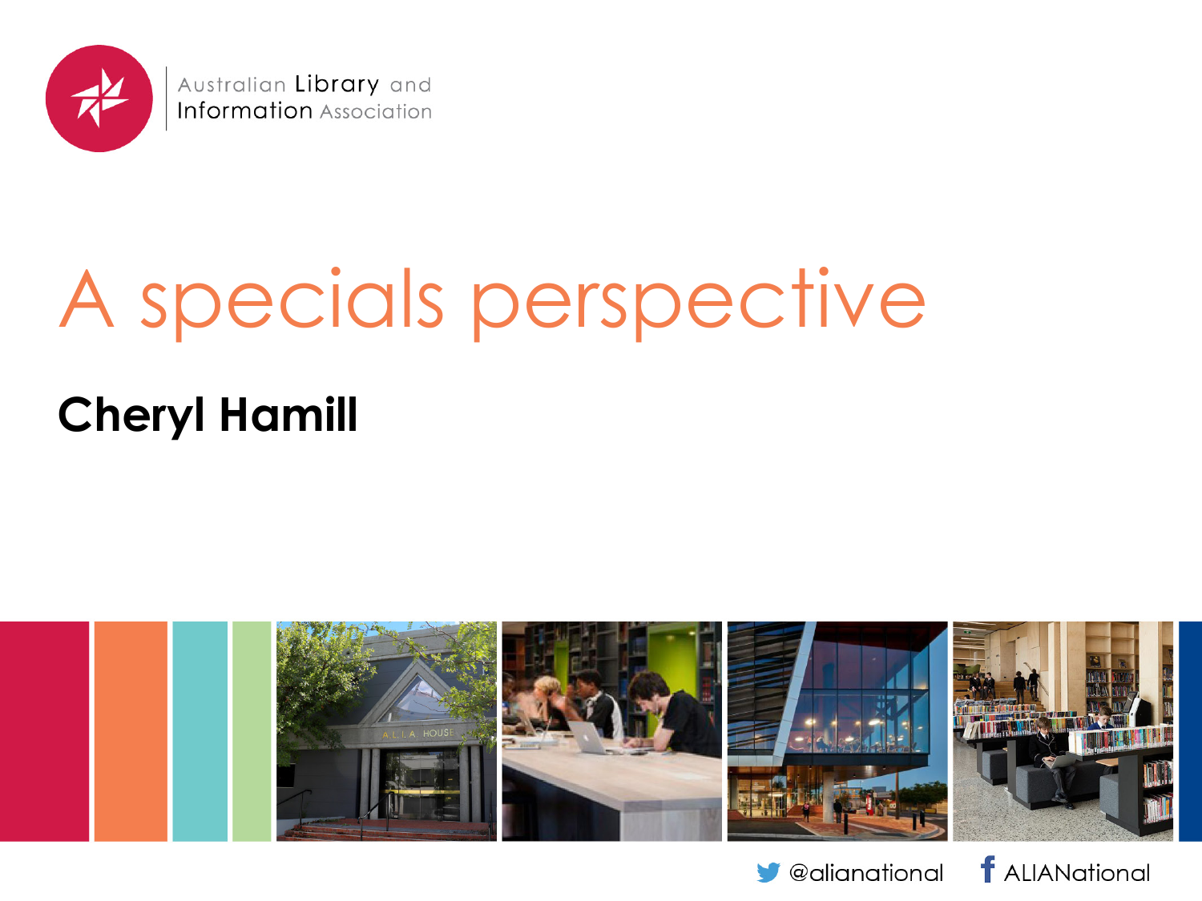Australian Library and Information Association

# A specials perspective

## Cheryl Hamill

@alianational ALIANational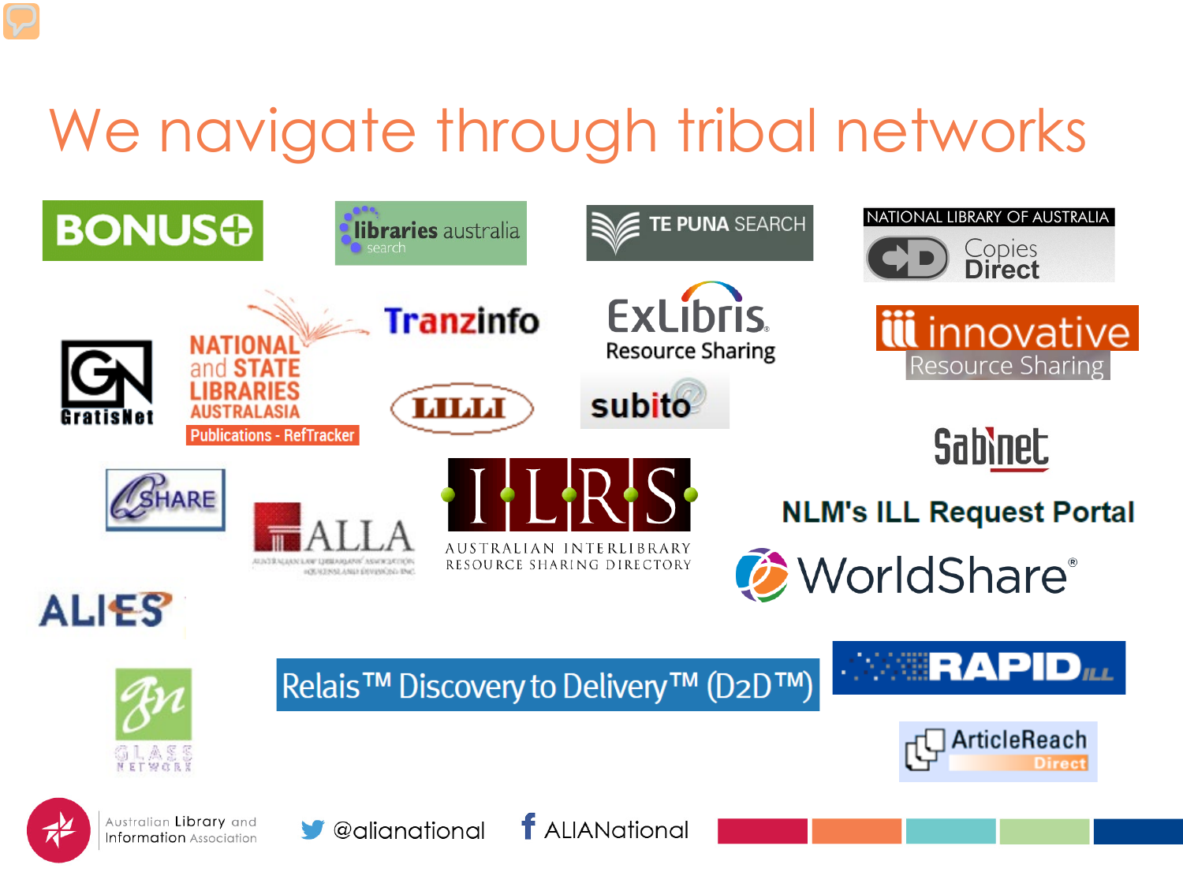# We navigate through tribal networks

- BONUS+
- libraries australia search
- TE PUNA SEARCH
- NATIONAL LIBRARY OF AUSTRALIA Copies Direct
- GratisNet
- NATIONAL and STATE LIBRARIES AUSTRALASIA Publications - RefTracker
- Tranzinfo
- ExLibris Resource Sharing
- innovative Resource Sharing
- LILLI
- subito
- Sabinet
- SHARE
- ALLA
- ILRS AUSTRALIAN INTERLIBRARY RESOURCE SHARING DIRECTORY
- NLM's ILL Request Portal
- WorldShare®
- ALIES
- GLASS NETWORK
- Relais™ Discovery to Delivery™ (D2D™)
- RAPID ILL
- ArticleReach Direct

Australian Library and Information Association

@alianational

ALIANational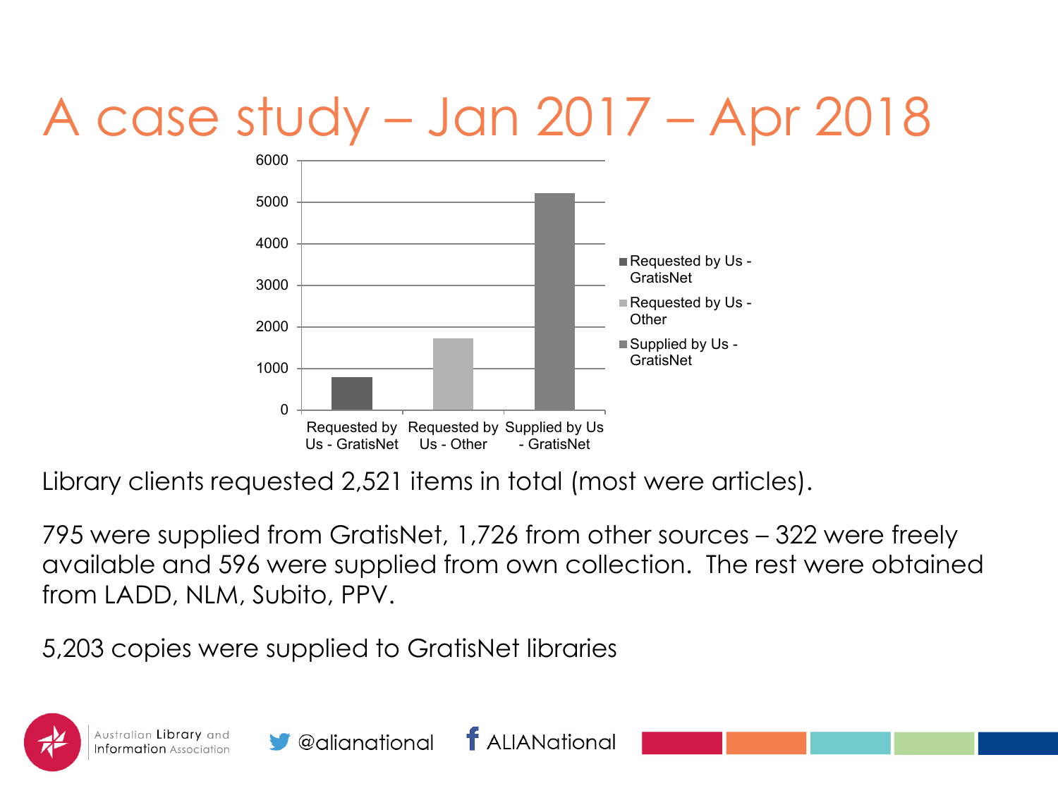# A case study – Jan 2017 – Apr 2018

| | Requested by Us - GratisNet | Requested by Us - Other | Supplied by Us - GratisNet |
|---|---|---|---|
| | 795 | 1,726 | 5,203 |

Library clients requested 2,521 items in total (most were articles).

795 were supplied from GratisNet, 1,726 from other sources – 322 were freely available and 596 were supplied from own collection. The rest were obtained from LADD, NLM, Subito, PPV.

5,203 copies were supplied to GratisNet libraries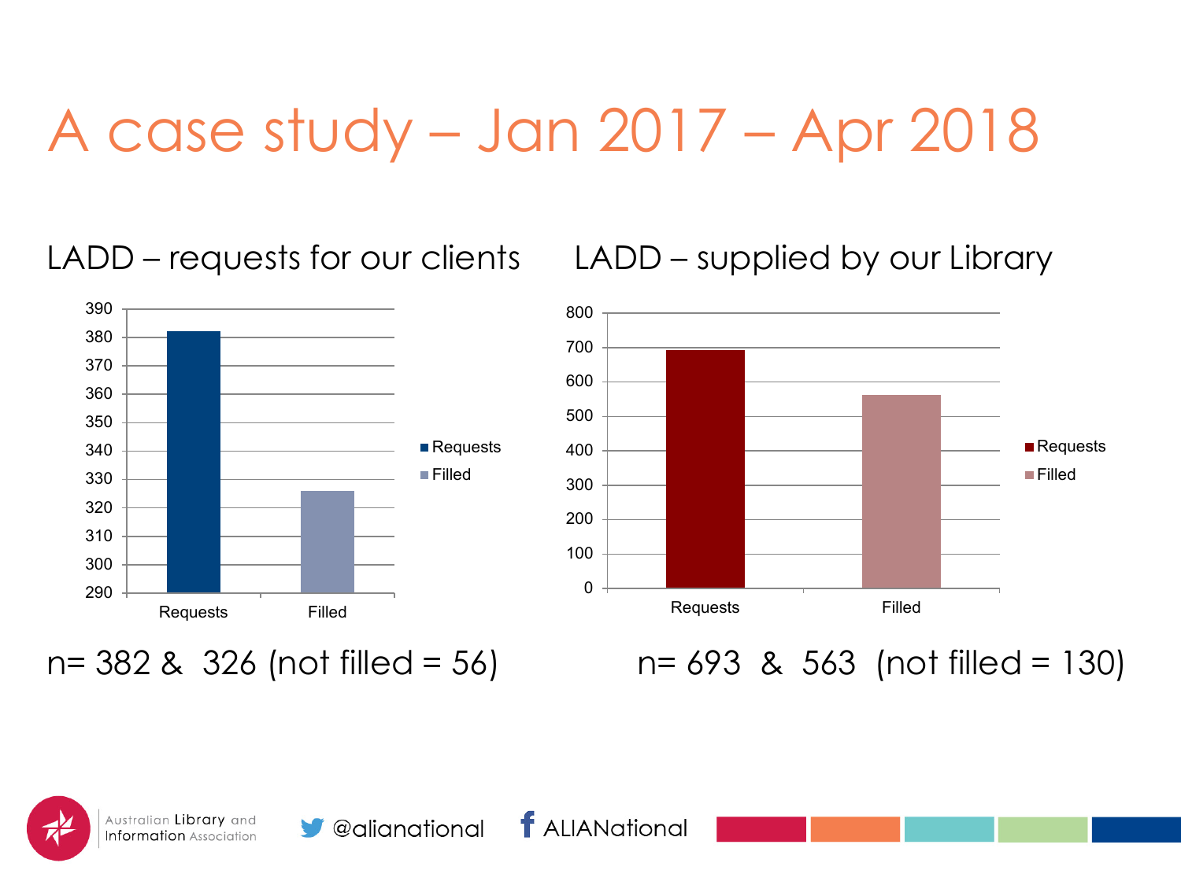# A case study – Jan 2017 – Apr 2018

## LADD – requests for our clients

| | Requests | Filled |
|---|---|---|
| Requests | 382 | |
| Filled | | 326 |

n= 382 & 326 (not filled = 56)

## LADD – supplied by our Library

| | Requests | Filled |
|---|---|---|
| Requests | 693 | |
| Filled | | 563 |

n= 693 & 563 (not filled = 130)

@alianational

ALIANational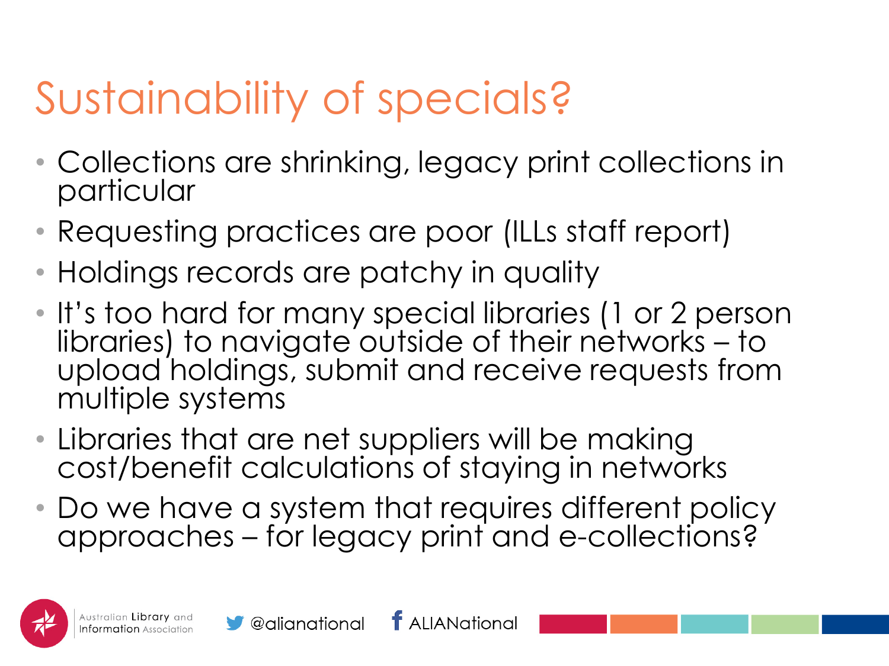# Sustainability of specials?

- Collections are shrinking, legacy print collections in particular
- Requesting practices are poor (ILLs staff report)
- Holdings records are patchy in quality
- It's too hard for many special libraries (1 or 2 person libraries) to navigate outside of their networks – to upload holdings, submit and receive requests from multiple systems
- Libraries that are net suppliers will be making cost/benefit calculations of staying in networks
- Do we have a system that requires different policy approaches – for legacy print and e-collections?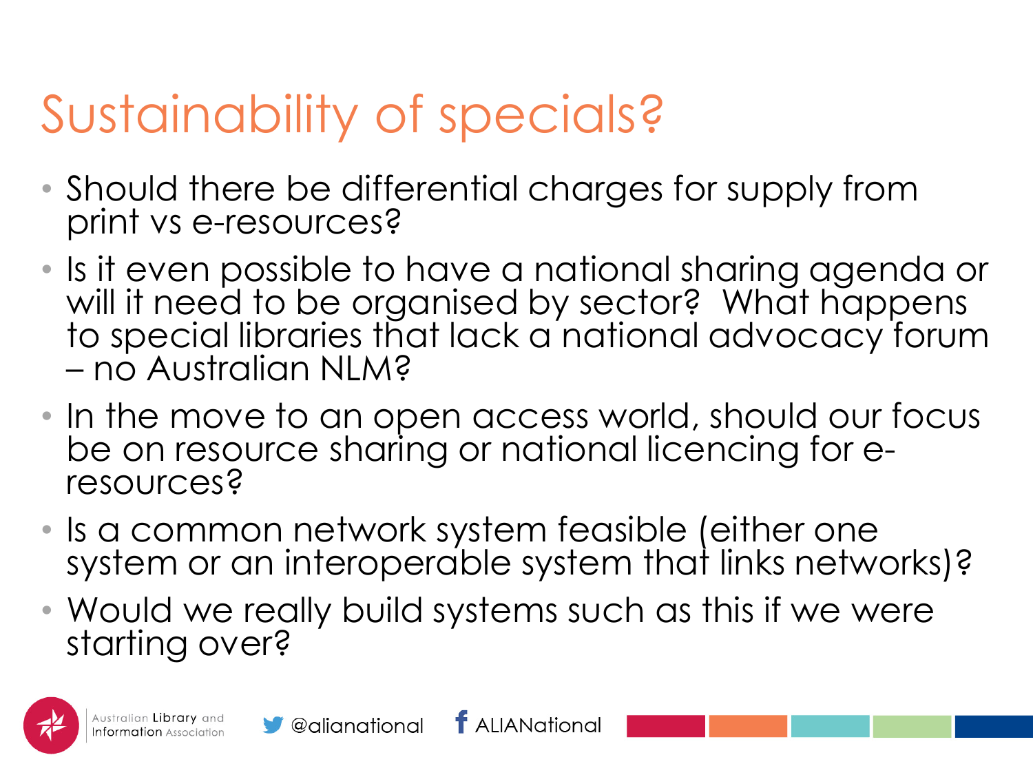# Sustainability of specials?

- Should there be differential charges for supply from print vs e-resources?
- Is it even possible to have a national sharing agenda or will it need to be organised by sector? What happens to special libraries that lack a national advocacy forum – no Australian NLM?
- In the move to an open access world, should our focus be on resource sharing or national licencing for e-resources?
- Is a common network system feasible (either one system or an interoperable system that links networks)?
- Would we really build systems such as this if we were starting over?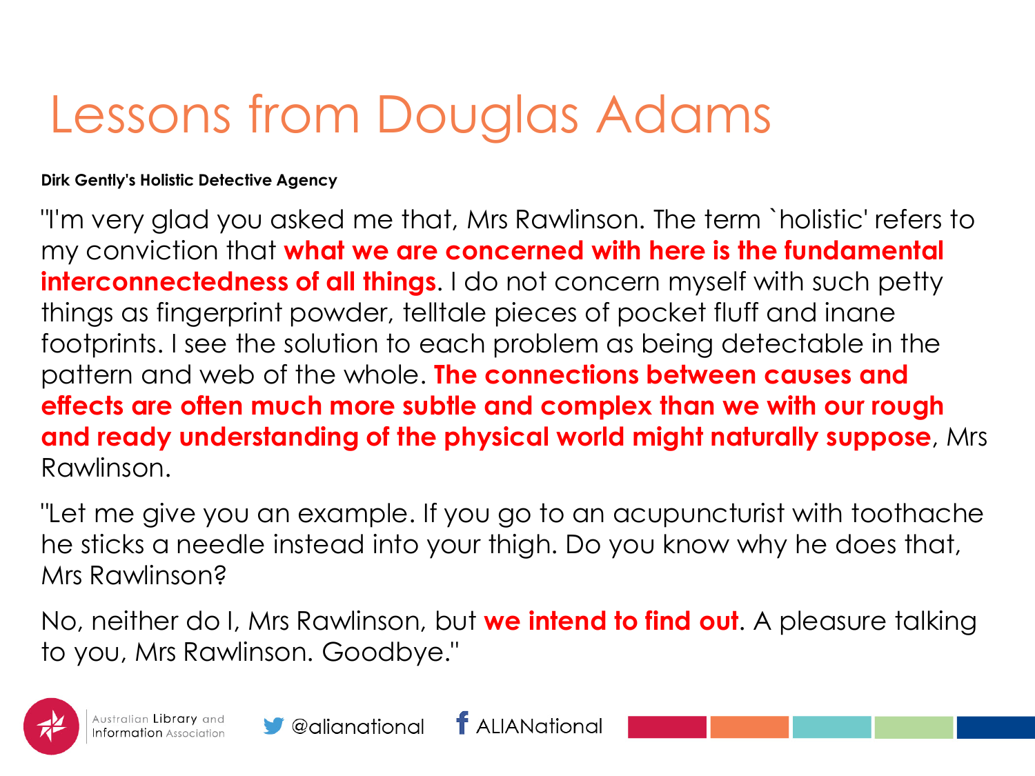# Lessons from Douglas Adams

**Dirk Gently's Holistic Detective Agency**

"I'm very glad you asked me that, Mrs Rawlinson. The term `holistic' refers to my conviction that **what we are concerned with here is the fundamental interconnectedness of all things**. I do not concern myself with such petty things as fingerprint powder, telltale pieces of pocket fluff and inane footprints. I see the solution to each problem as being detectable in the pattern and web of the whole. **The connections between causes and effects are often much more subtle and complex than we with our rough and ready understanding of the physical world might naturally suppose**, Mrs Rawlinson.

"Let me give you an example. If you go to an acupuncturist with toothache he sticks a needle instead into your thigh. Do you know why he does that, Mrs Rawlinson?

No, neither do I, Mrs Rawlinson, but **we intend to find out**. A pleasure talking to you, Mrs Rawlinson. Goodbye."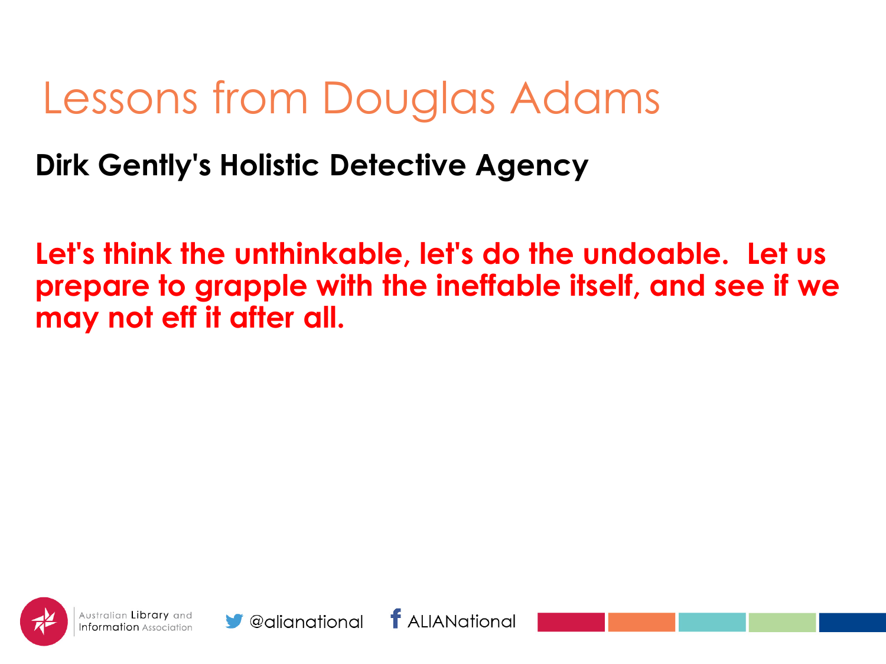# Lessons from Douglas Adams

**Dirk Gently's Holistic Detective Agency**

**Let's think the unthinkable, let's do the undoable. Let us prepare to grapple with the ineffable itself, and see if we may not eff it after all.**